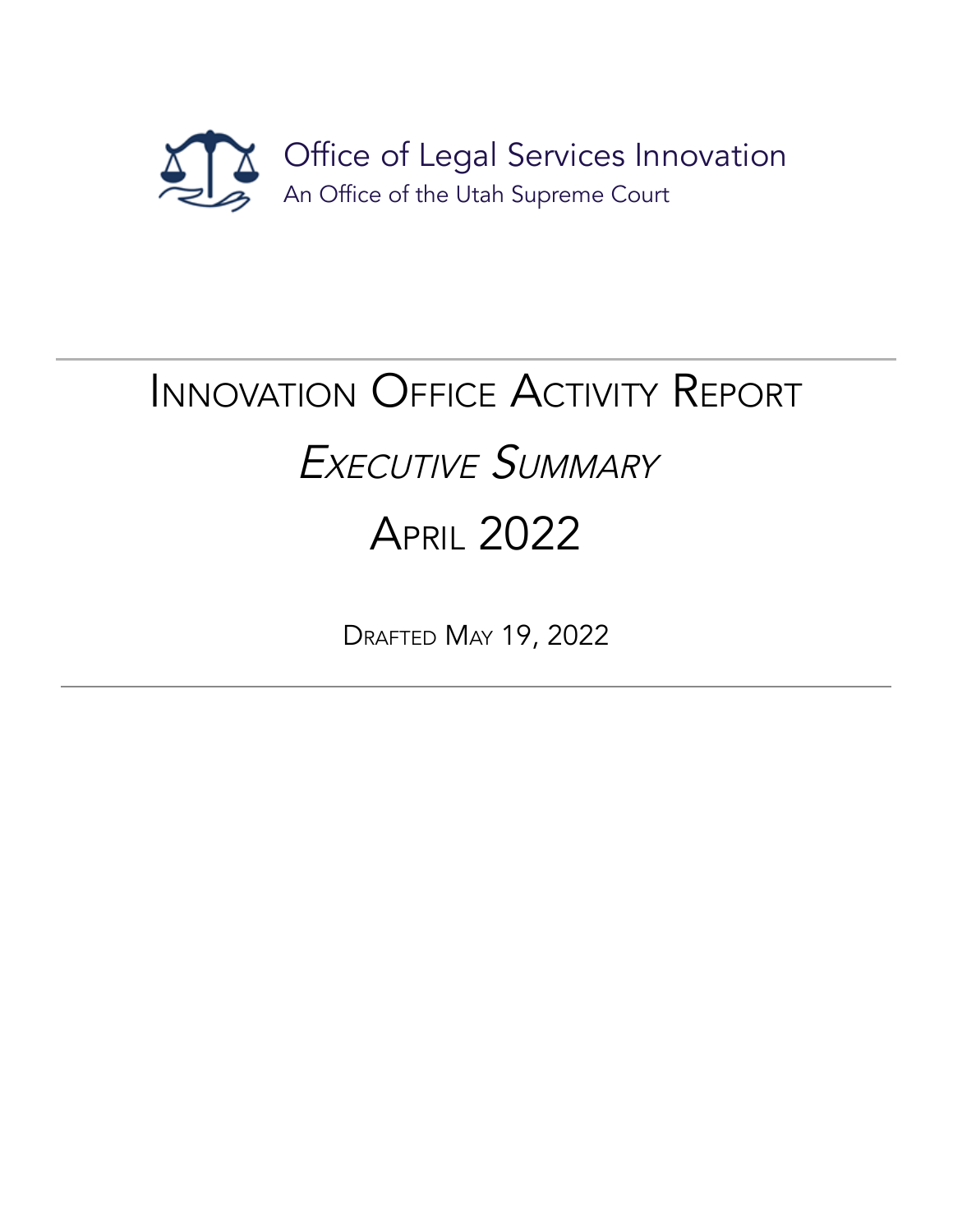Office of Legal Services Innovation

An Office of the Utah Supreme Court

# Innovation Office Activity Report

## *Executive Summary*

## April 2022

Drafted May 19, 2022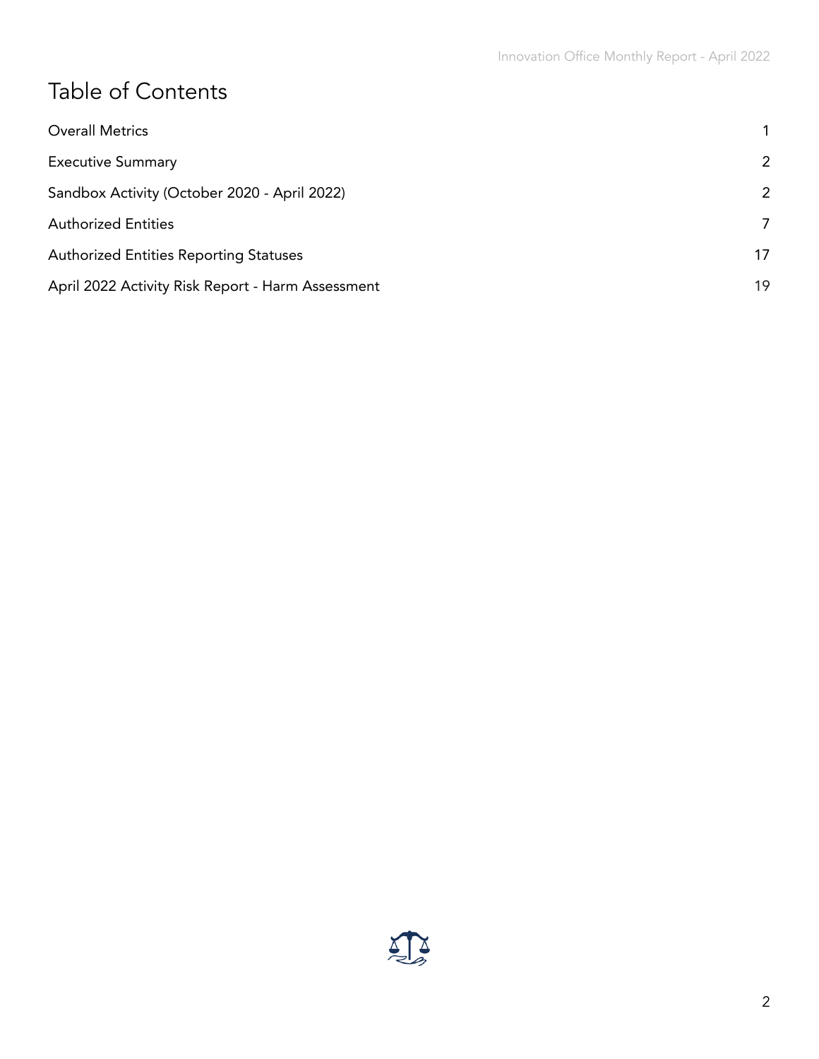# Table of Contents

| | |
|---|---|
| Overall Metrics | 1 |
| Executive Summary | 2 |
| Sandbox Activity (October 2020 - April 2022) | 2 |
| Authorized Entities | 7 |
| Authorized Entities Reporting Statuses | 17 |
| April 2022 Activity Risk Report - Harm Assessment | 19 |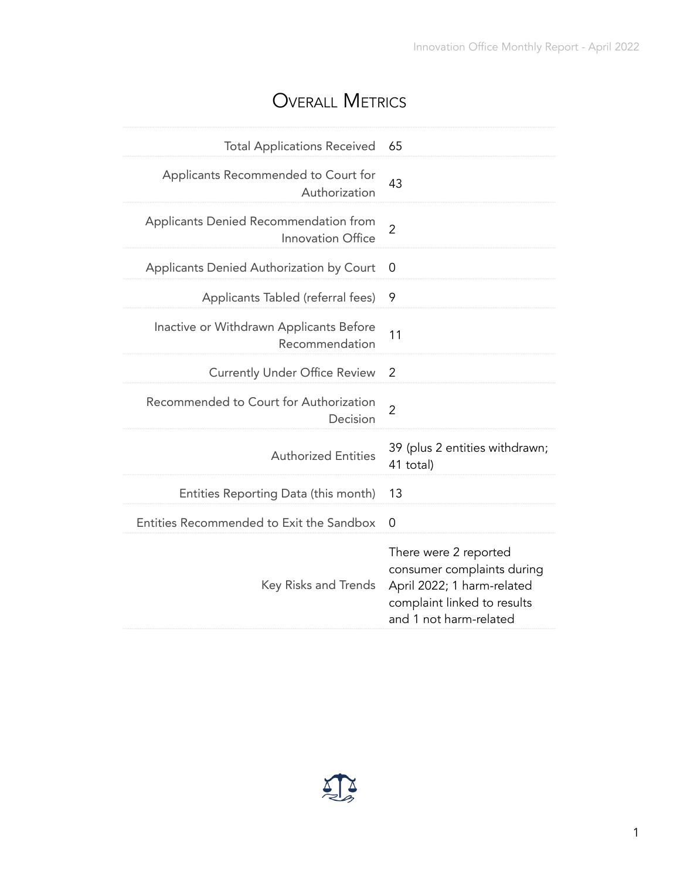# Overall Metrics

| Metric | Value |
|---|---|
| Total Applications Received | 65 |
| Applicants Recommended to Court for Authorization | 43 |
| Applicants Denied Recommendation from Innovation Office | 2 |
| Applicants Denied Authorization by Court | 0 |
| Applicants Tabled (referral fees) | 9 |
| Inactive or Withdrawn Applicants Before Recommendation | 11 |
| Currently Under Office Review | 2 |
| Recommended to Court for Authorization Decision | 2 |
| Authorized Entities | 39 (plus 2 entities withdrawn; 41 total) |
| Entities Reporting Data (this month) | 13 |
| Entities Recommended to Exit the Sandbox | 0 |
| Key Risks and Trends | There were 2 reported consumer complaints during April 2022; 1 harm-related complaint linked to results and 1 not harm-related |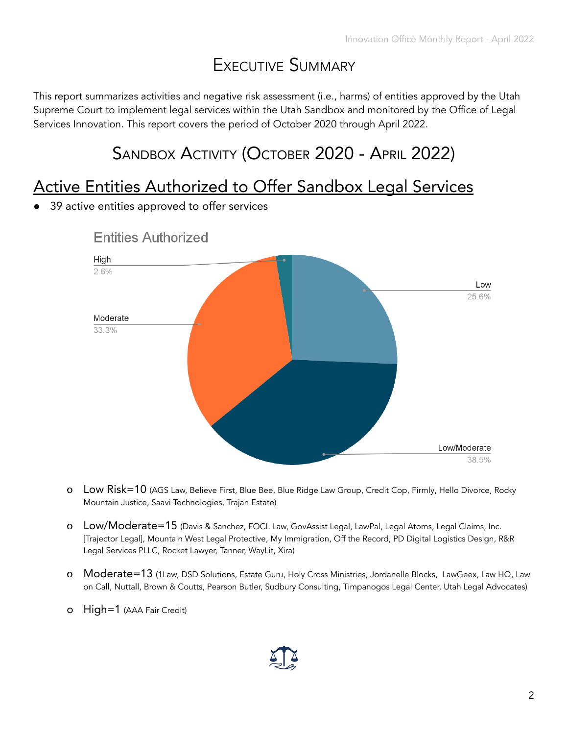# Executive Summary

This report summarizes activities and negative risk assessment (i.e., harms) of entities approved by the Utah Supreme Court to implement legal services within the Utah Sandbox and monitored by the Office of Legal Services Innovation. This report covers the period of October 2020 through April 2022.

## Sandbox Activity (October 2020 - April 2022)

### Active Entities Authorized to Offer Sandbox Legal Services

- 39 active entities approved to offer services

Entities Authorized

| Category | Percentage |
|---|---|
| Low | 25.6% |
| Low/Moderate | 38.5% |
| Moderate | 33.3% |
| High | 2.6% |

- Low Risk=10 (AGS Law, Believe First, Blue Bee, Blue Ridge Law Group, Credit Cop, Firmly, Hello Divorce, Rocky Mountain Justice, Saavi Technologies, Trajan Estate)
- Low/Moderate=15 (Davis & Sanchez, FOCL Law, GovAssist Legal, LawPal, Legal Atoms, Legal Claims, Inc. [Trajector Legal], Mountain West Legal Protective, My Immigration, Off the Record, PD Digital Logistics Design, R&R Legal Services PLLC, Rocket Lawyer, Tanner, WayLit, Xira)
- Moderate=13 (1Law, DSD Solutions, Estate Guru, Holy Cross Ministries, Jordanelle Blocks, LawGeex, Law HQ, Law on Call, Nuttall, Brown & Coutts, Pearson Butler, Sudbury Consulting, Timpanogos Legal Center, Utah Legal Advocates)
- High=1 (AAA Fair Credit)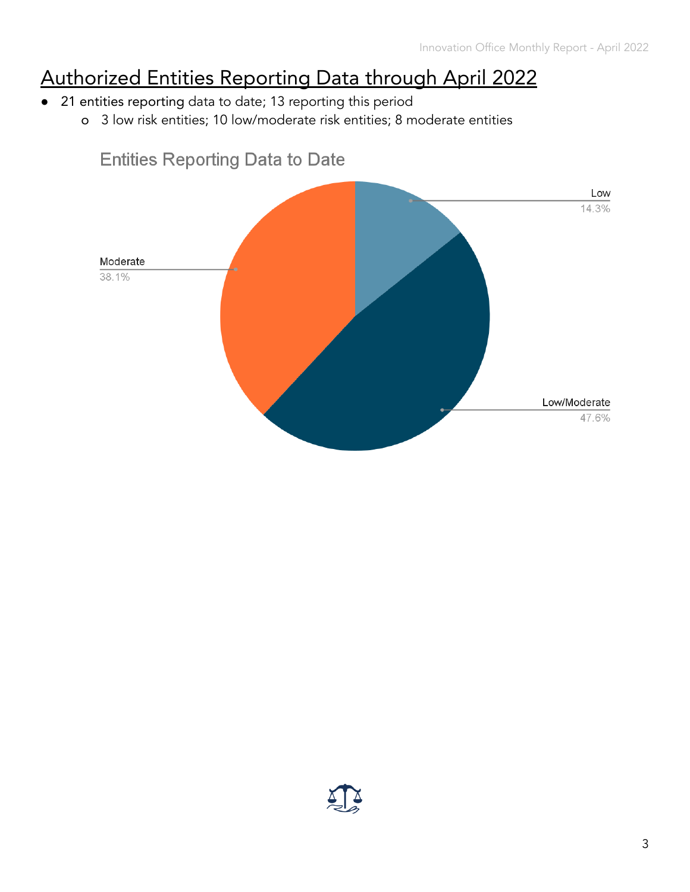## Authorized Entities Reporting Data through April 2022

- **21 entities reporting** data to date; 13 reporting this period
    - 3 low risk entities; 10 low/moderate risk entities; 8 moderate entities

Entities Reporting Data to Date

| Category | Percentage |
| --- | --- |
| Low | 14.3% |
| Low/Moderate | 47.6% |
| Moderate | 38.1% |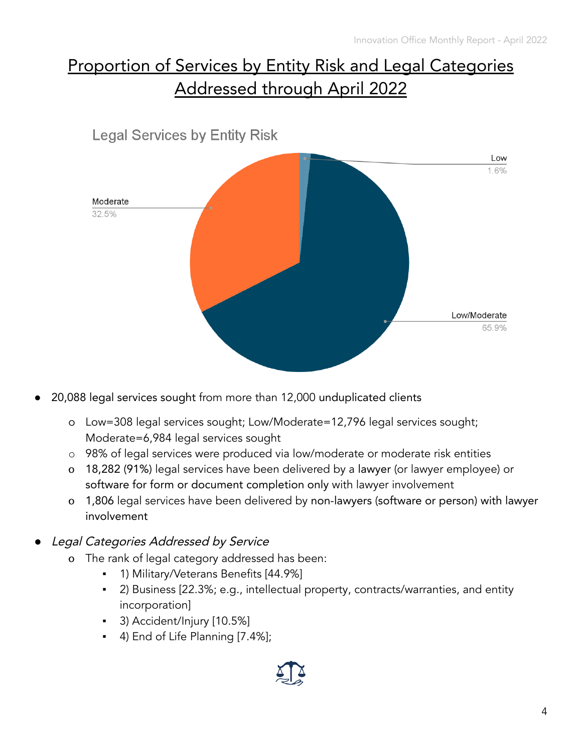# Proportion of Services by Entity Risk and Legal Categories Addressed through April 2022

Legal Services by Entity Risk

Low 1.6%

Moderate 32.5%

Low/Moderate 65.9%

- 20,088 legal services sought from more than 12,000 unduplicated clients
  - Low=308 legal services sought; Low/Moderate=12,796 legal services sought; Moderate=6,984 legal services sought
  - 98% of legal services were produced via low/moderate or moderate risk entities
  - 18,282 (91%) legal services have been delivered by a lawyer (or lawyer employee) or software for form or document completion only with lawyer involvement
  - 1,806 legal services have been delivered by non-lawyers (software or person) with lawyer involvement
- *Legal Categories Addressed by Service*
  - The rank of legal category addressed has been:
    - 1) Military/Veterans Benefits [44.9%]
    - 2) Business [22.3%; e.g., intellectual property, contracts/warranties, and entity incorporation]
    - 3) Accident/Injury [10.5%]
    - 4) End of Life Planning [7.4%];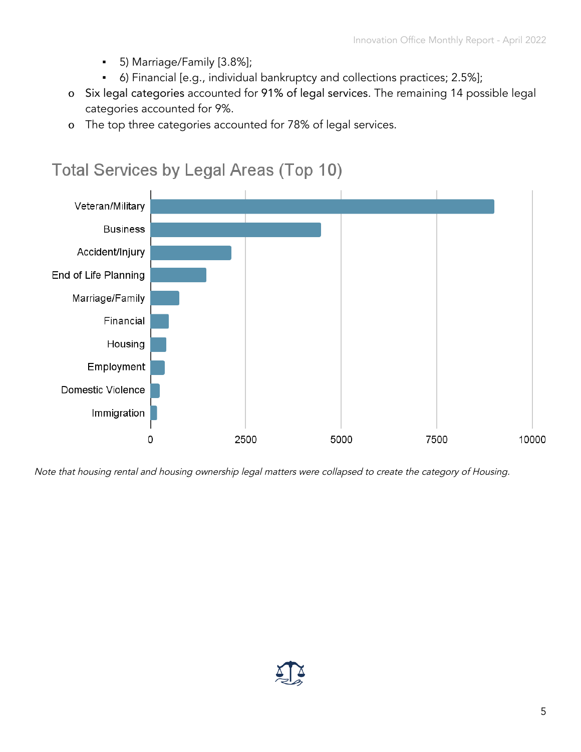- 5) Marriage/Family [3.8%];
- 6) Financial [e.g., individual bankruptcy and collections practices; 2.5%];

- Six legal categories accounted for 91% of legal services. The remaining 14 possible legal categories accounted for 9%.
- The top three categories accounted for 78% of legal services.

## Total Services by Legal Areas (Top 10)

| Legal Area |
| --- |
| Veteran/Military |
| Business |
| Accident/Injury |
| End of Life Planning |
| Marriage/Family |
| Financial |
| Housing |
| Employment |
| Domestic Violence |
| Immigration |

*Note that housing rental and housing ownership legal matters were collapsed to create the category of Housing.*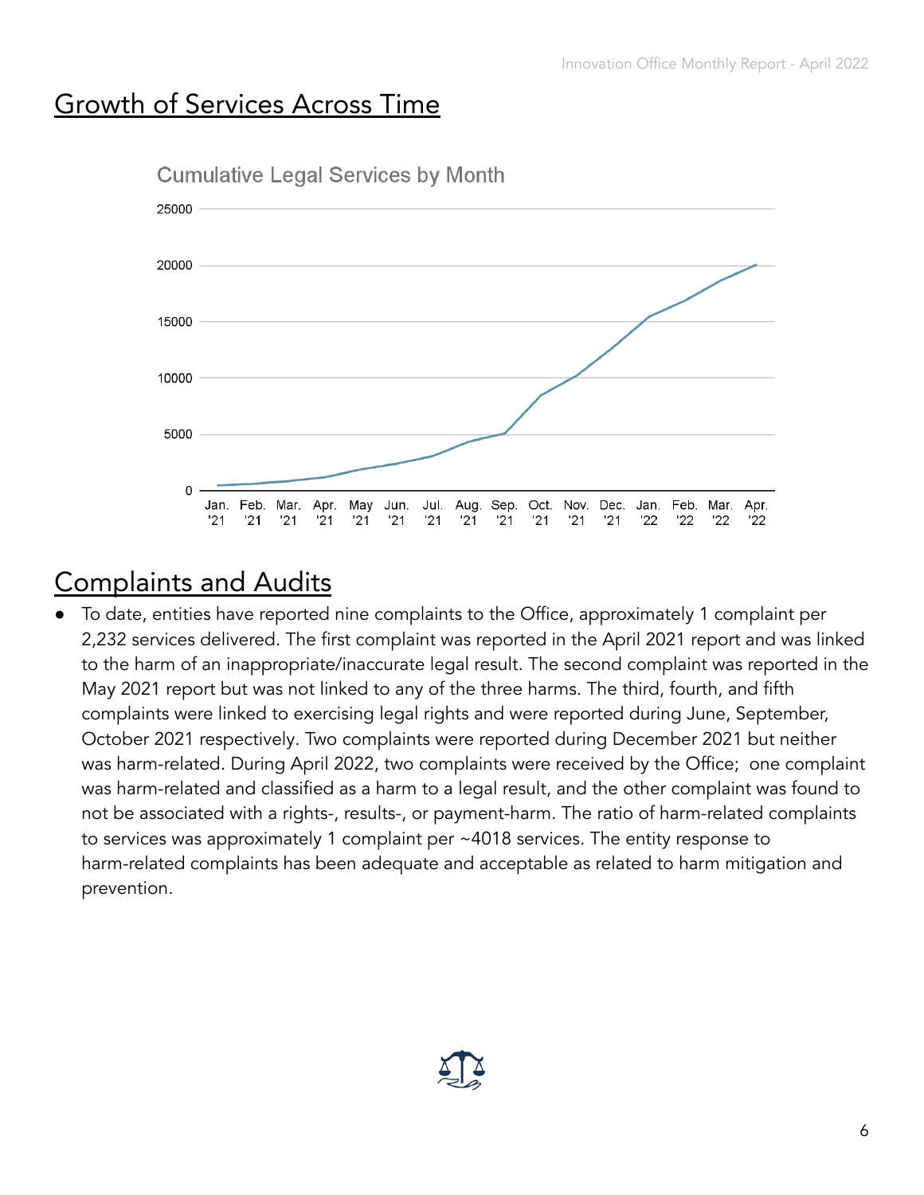## Growth of Services Across Time

Cumulative Legal Services by Month

## Complaints and Audits

- To date, entities have reported nine complaints to the Office, approximately 1 complaint per 2,232 services delivered. The first complaint was reported in the April 2021 report and was linked to the harm of an inappropriate/inaccurate legal result. The second complaint was reported in the May 2021 report but was not linked to any of the three harms. The third, fourth, and fifth complaints were linked to exercising legal rights and were reported during June, September, October 2021 respectively. Two complaints were reported during December 2021 but neither was harm-related. During April 2022, two complaints were received by the Office; one complaint was harm-related and classified as a harm to a legal result, and the other complaint was found to not be associated with a rights-, results-, or payment-harm. The ratio of harm-related complaints to services was approximately 1 complaint per ~4018 services. The entity response to harm-related complaints has been adequate and acceptable as related to harm mitigation and prevention.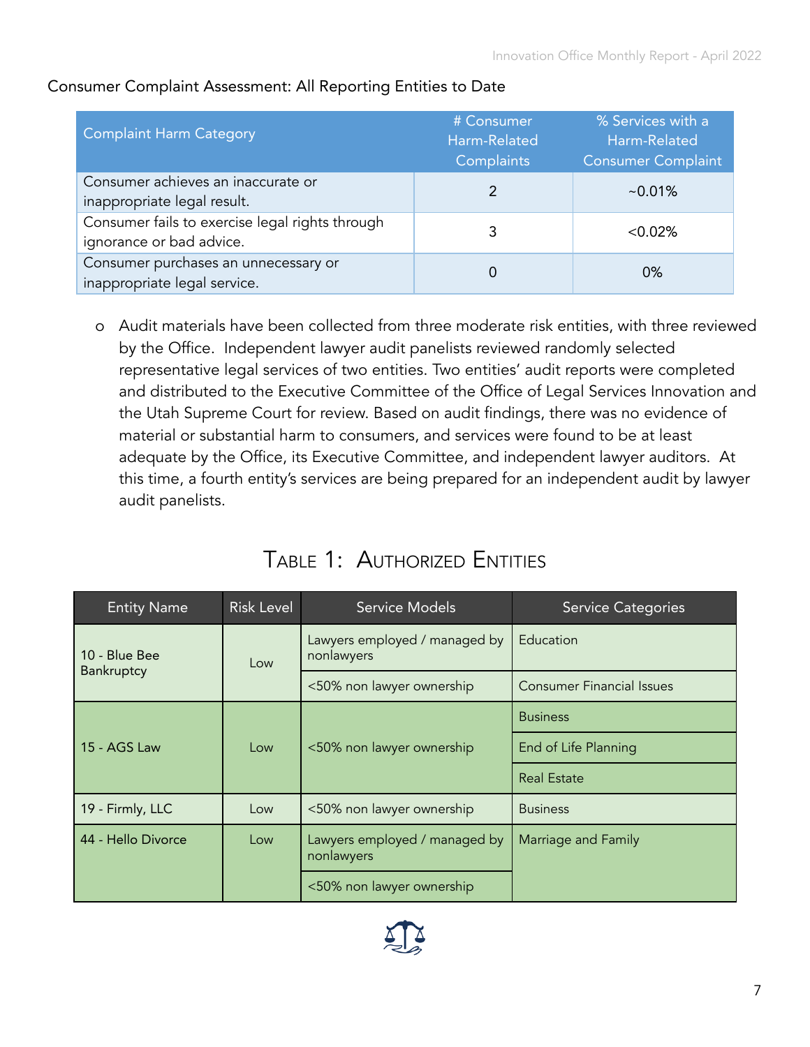Consumer Complaint Assessment: All Reporting Entities to Date

| Complaint Harm Category | # Consumer Harm-Related Complaints | % Services with a Harm-Related Consumer Complaint |
|---|---|---|
| Consumer achieves an inaccurate or inappropriate legal result. | 2 | ~0.01% |
| Consumer fails to exercise legal rights through ignorance or bad advice. | 3 | <0.02% |
| Consumer purchases an unnecessary or inappropriate legal service. | 0 | 0% |

- Audit materials have been collected from three moderate risk entities, with three reviewed by the Office. Independent lawyer audit panelists reviewed randomly selected representative legal services of two entities. Two entities' audit reports were completed and distributed to the Executive Committee of the Office of Legal Services Innovation and the Utah Supreme Court for review. Based on audit findings, there was no evidence of material or substantial harm to consumers, and services were found to be at least adequate by the Office, its Executive Committee, and independent lawyer auditors. At this time, a fourth entity's services are being prepared for an independent audit by lawyer audit panelists.

## Table 1: Authorized Entities

| Entity Name | Risk Level | Service Models | Service Categories |
|---|---|---|---|
| 10 - Blue Bee Bankruptcy | Low | Lawyers employed / managed by nonlawyers | Education |
| | | <50% non lawyer ownership | Consumer Financial Issues |
| 15 - AGS Law | Low | <50% non lawyer ownership | Business |
| | | | End of Life Planning |
| | | | Real Estate |
| 19 - Firmly, LLC | Low | <50% non lawyer ownership | Business |
| 44 - Hello Divorce | Low | Lawyers employed / managed by nonlawyers | Marriage and Family |
| | | <50% non lawyer ownership | |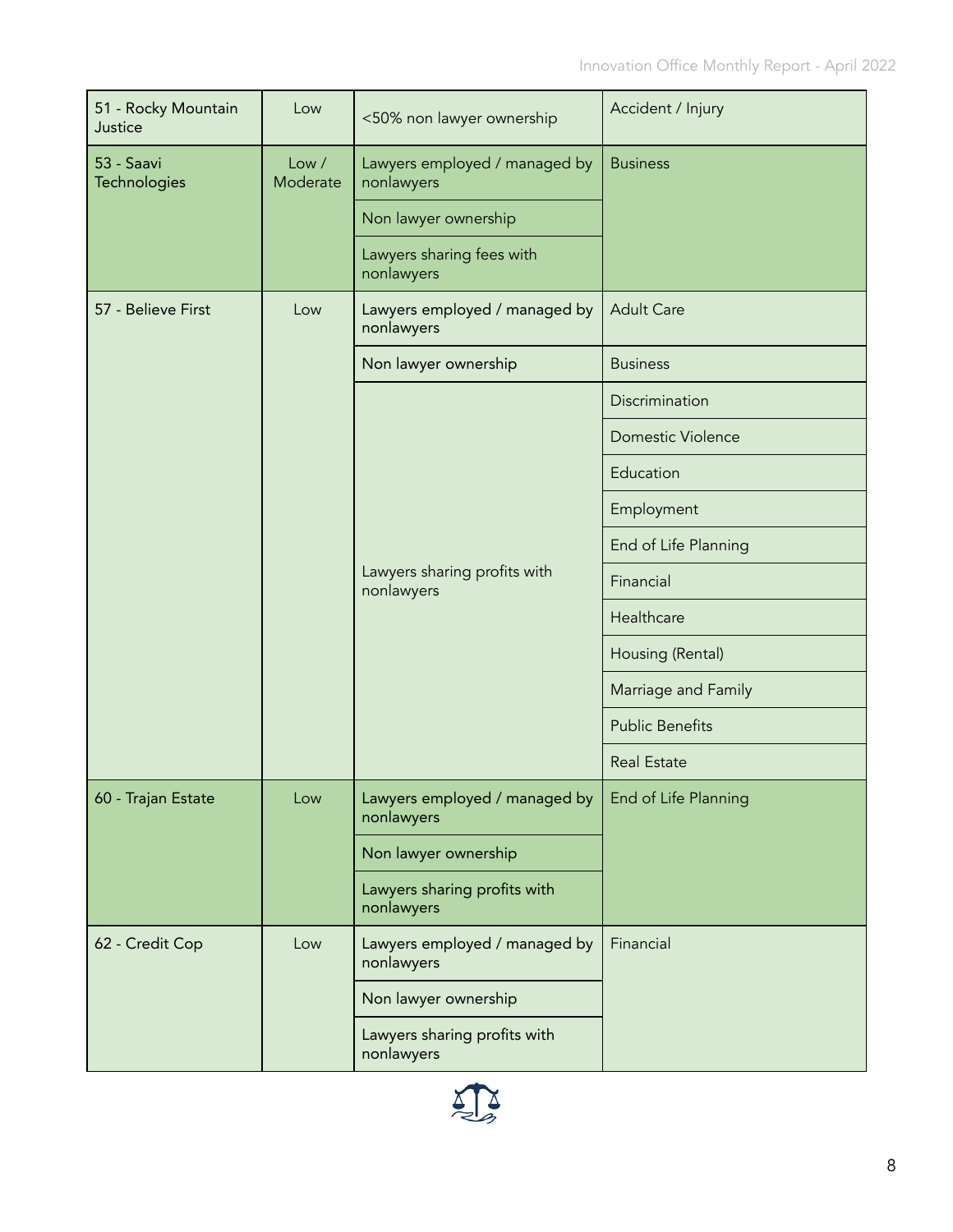| 51 - Rocky Mountain Justice | Low | <50% non lawyer ownership | Accident / Injury |
|---|---|---|---|
| 53 - Saavi Technologies | Low / Moderate | Lawyers employed / managed by nonlawyers | Business |
| | | Non lawyer ownership | |
| | | Lawyers sharing fees with nonlawyers | |
| 57 - Believe First | Low | Lawyers employed / managed by nonlawyers | Adult Care |
| | | Non lawyer ownership | Business |
| | | Lawyers sharing profits with nonlawyers | Discrimination |
| | | | Domestic Violence |
| | | | Education |
| | | | Employment |
| | | | End of Life Planning |
| | | | Financial |
| | | | Healthcare |
| | | | Housing (Rental) |
| | | | Marriage and Family |
| | | | Public Benefits |
| | | | Real Estate |
| 60 - Trajan Estate | Low | Lawyers employed / managed by nonlawyers | End of Life Planning |
| | | Non lawyer ownership | |
| | | Lawyers sharing profits with nonlawyers | |
| 62 - Credit Cop | Low | Lawyers employed / managed by nonlawyers | Financial |
| | | Non lawyer ownership | |
| | | Lawyers sharing profits with nonlawyers | |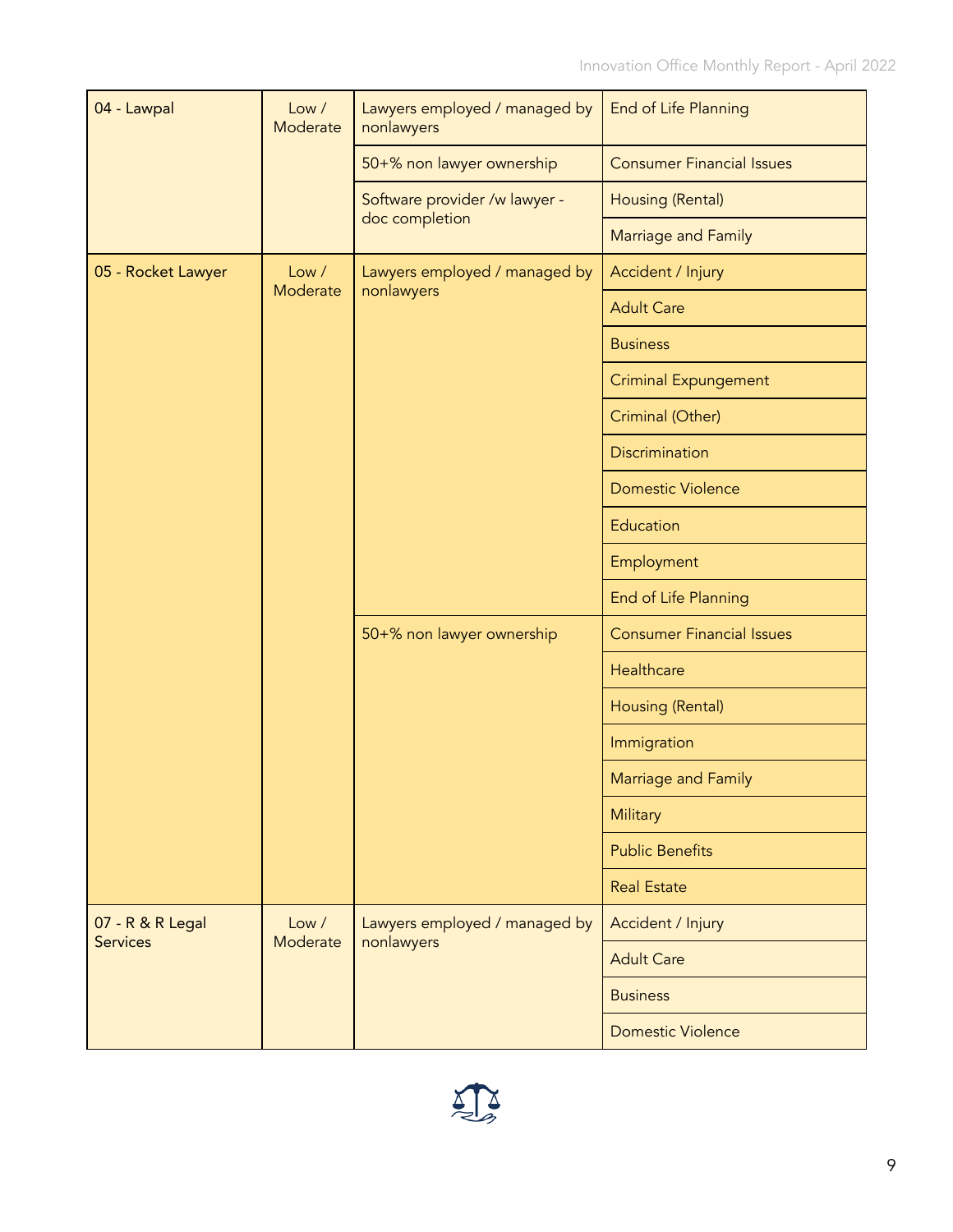| 04 - Lawpal | Low / Moderate | Lawyers employed / managed by nonlawyers | End of Life Planning |
|---|---|---|---|
| | | 50+% non lawyer ownership | Consumer Financial Issues |
| | | Software provider /w lawyer - doc completion | Housing (Rental) |
| | | | Marriage and Family |
| 05 - Rocket Lawyer | Low / Moderate | Lawyers employed / managed by nonlawyers | Accident / Injury |
| | | | Adult Care |
| | | | Business |
| | | | Criminal Expungement |
| | | | Criminal (Other) |
| | | | Discrimination |
| | | | Domestic Violence |
| | | | Education |
| | | | Employment |
| | | | End of Life Planning |
| | | 50+% non lawyer ownership | Consumer Financial Issues |
| | | | Healthcare |
| | | | Housing (Rental) |
| | | | Immigration |
| | | | Marriage and Family |
| | | | Military |
| | | | Public Benefits |
| | | | Real Estate |
| 07 - R & R Legal Services | Low / Moderate | Lawyers employed / managed by nonlawyers | Accident / Injury |
| | | | Adult Care |
| | | | Business |
| | | | Domestic Violence |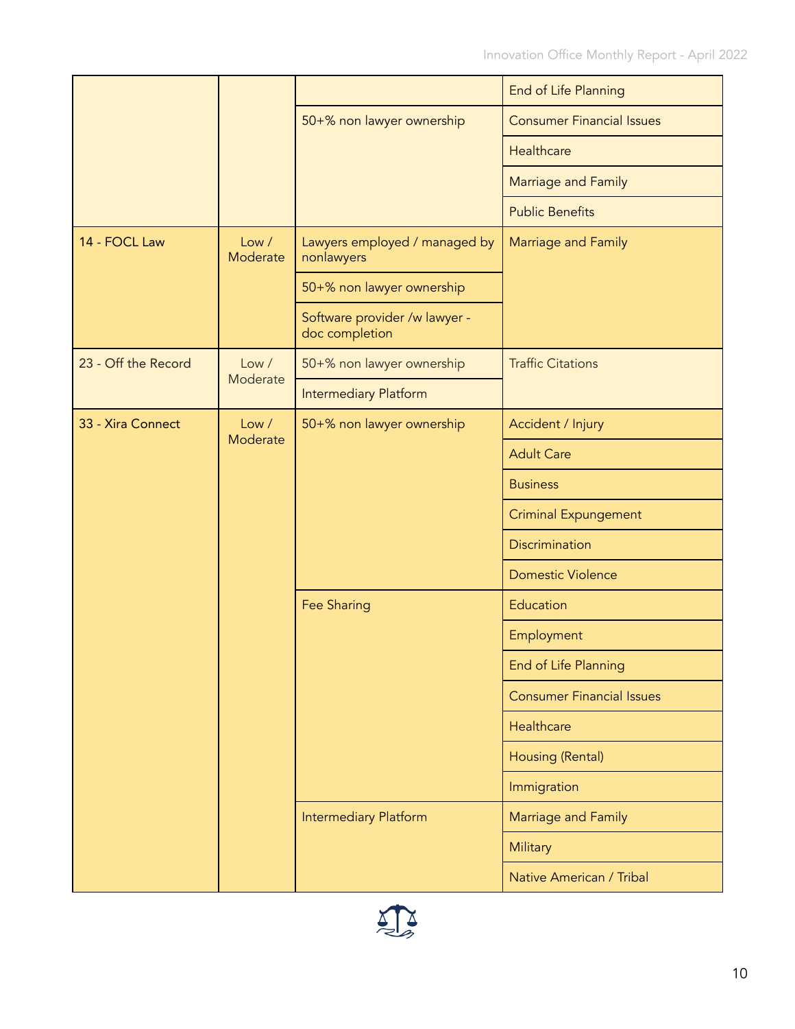| | | | End of Life Planning |
|---|---|---|---|
| | | 50+% non lawyer ownership | Consumer Financial Issues |
| | | | Healthcare |
| | | | Marriage and Family |
| | | | Public Benefits |
| 14 - FOCL Law | Low / Moderate | Lawyers employed / managed by nonlawyers | Marriage and Family |
| | | 50+% non lawyer ownership | |
| | | Software provider /w lawyer - doc completion | |
| 23 - Off the Record | Low / Moderate | 50+% non lawyer ownership | Traffic Citations |
| | | Intermediary Platform | |
| 33 - Xira Connect | Low / Moderate | 50+% non lawyer ownership | Accident / Injury |
| | | | Adult Care |
| | | | Business |
| | | | Criminal Expungement |
| | | | Discrimination |
| | | | Domestic Violence |
| | | Fee Sharing | Education |
| | | | Employment |
| | | | End of Life Planning |
| | | | Consumer Financial Issues |
| | | | Healthcare |
| | | | Housing (Rental) |
| | | | Immigration |
| | | Intermediary Platform | Marriage and Family |
| | | | Military |
| | | | Native American / Tribal |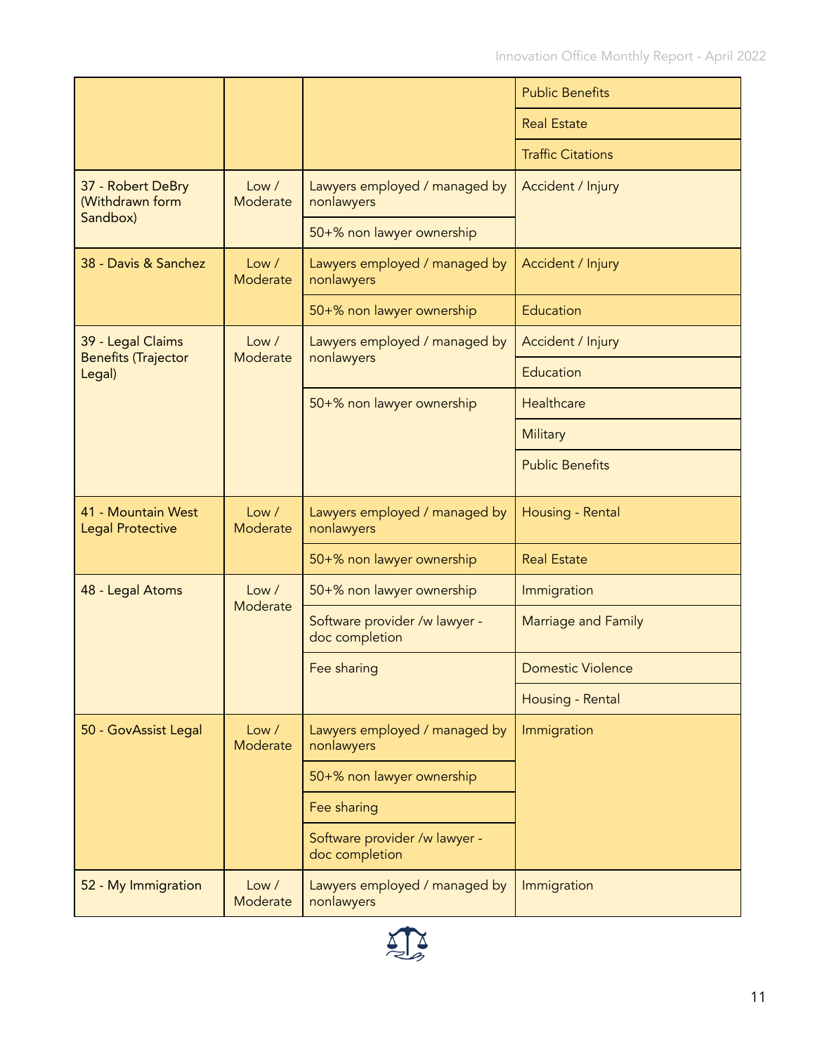| | | | |
|---|---|---|---|
| | | | Public Benefits |
| | | | Real Estate |
| | | | Traffic Citations |
| 37 - Robert DeBry (Withdrawn form Sandbox) | Low / Moderate | Lawyers employed / managed by nonlawyers | Accident / Injury |
| | | 50+% non lawyer ownership | |
| 38 - Davis & Sanchez | Low / Moderate | Lawyers employed / managed by nonlawyers | Accident / Injury |
| | | 50+% non lawyer ownership | Education |
| 39 - Legal Claims Benefits (Trajector Legal) | Low / Moderate | Lawyers employed / managed by nonlawyers | Accident / Injury |
| | | | Education |
| | | 50+% non lawyer ownership | Healthcare |
| | | | Military |
| | | | Public Benefits |
| 41 - Mountain West Legal Protective | Low / Moderate | Lawyers employed / managed by nonlawyers | Housing - Rental |
| | | 50+% non lawyer ownership | Real Estate |
| 48 - Legal Atoms | Low / Moderate | 50+% non lawyer ownership | Immigration |
| | | Software provider /w lawyer - doc completion | Marriage and Family |
| | | Fee sharing | Domestic Violence |
| | | | Housing - Rental |
| 50 - GovAssist Legal | Low / Moderate | Lawyers employed / managed by nonlawyers | Immigration |
| | | 50+% non lawyer ownership | |
| | | Fee sharing | |
| | | Software provider /w lawyer - doc completion | |
| 52 - My Immigration | Low / Moderate | Lawyers employed / managed by nonlawyers | Immigration |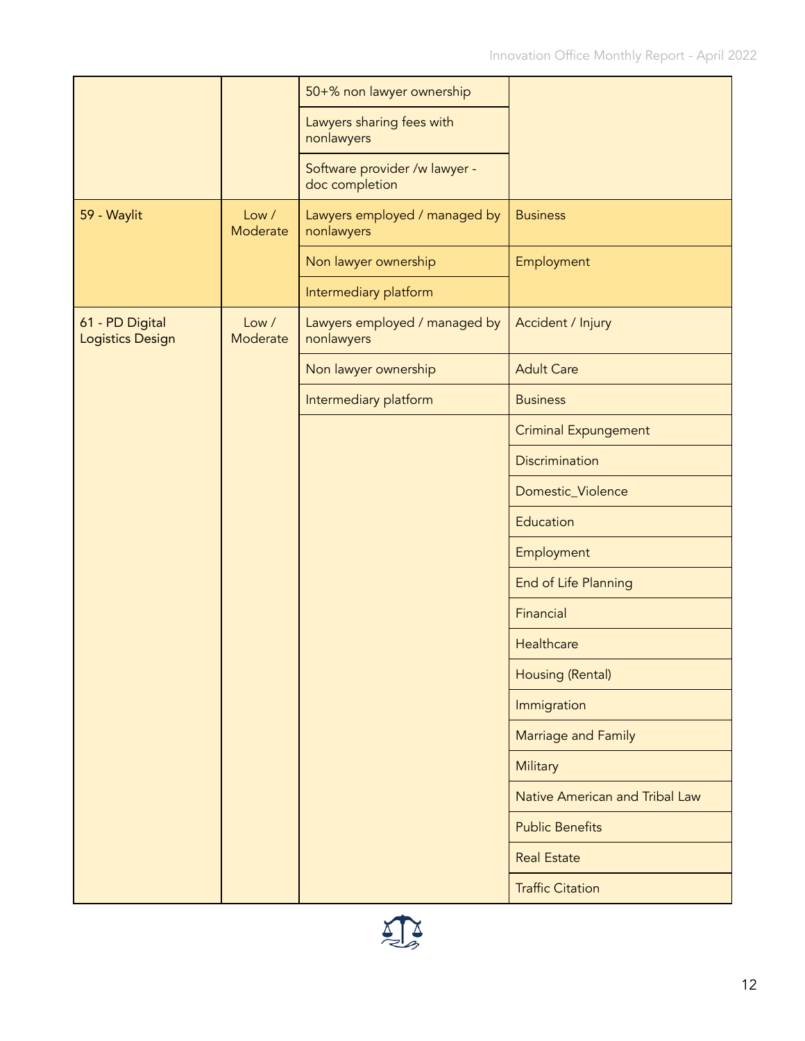| | | 50+% non lawyer ownership | |
|---|---|---|---|
| | | Lawyers sharing fees with nonlawyers | |
| | | Software provider /w lawyer - doc completion | |
| 59 - Waylit | Low / Moderate | Lawyers employed / managed by nonlawyers | Business |
| | | Non lawyer ownership | Employment |
| | | Intermediary platform | |
| 61 - PD Digital Logistics Design | Low / Moderate | Lawyers employed / managed by nonlawyers | Accident / Injury |
| | | Non lawyer ownership | Adult Care |
| | | Intermediary platform | Business |
| | | | Criminal Expungement |
| | | | Discrimination |
| | | | Domestic_Violence |
| | | | Education |
| | | | Employment |
| | | | End of Life Planning |
| | | | Financial |
| | | | Healthcare |
| | | | Housing (Rental) |
| | | | Immigration |
| | | | Marriage and Family |
| | | | Military |
| | | | Native American and Tribal Law |
| | | | Public Benefits |
| | | | Real Estate |
| | | | Traffic Citation |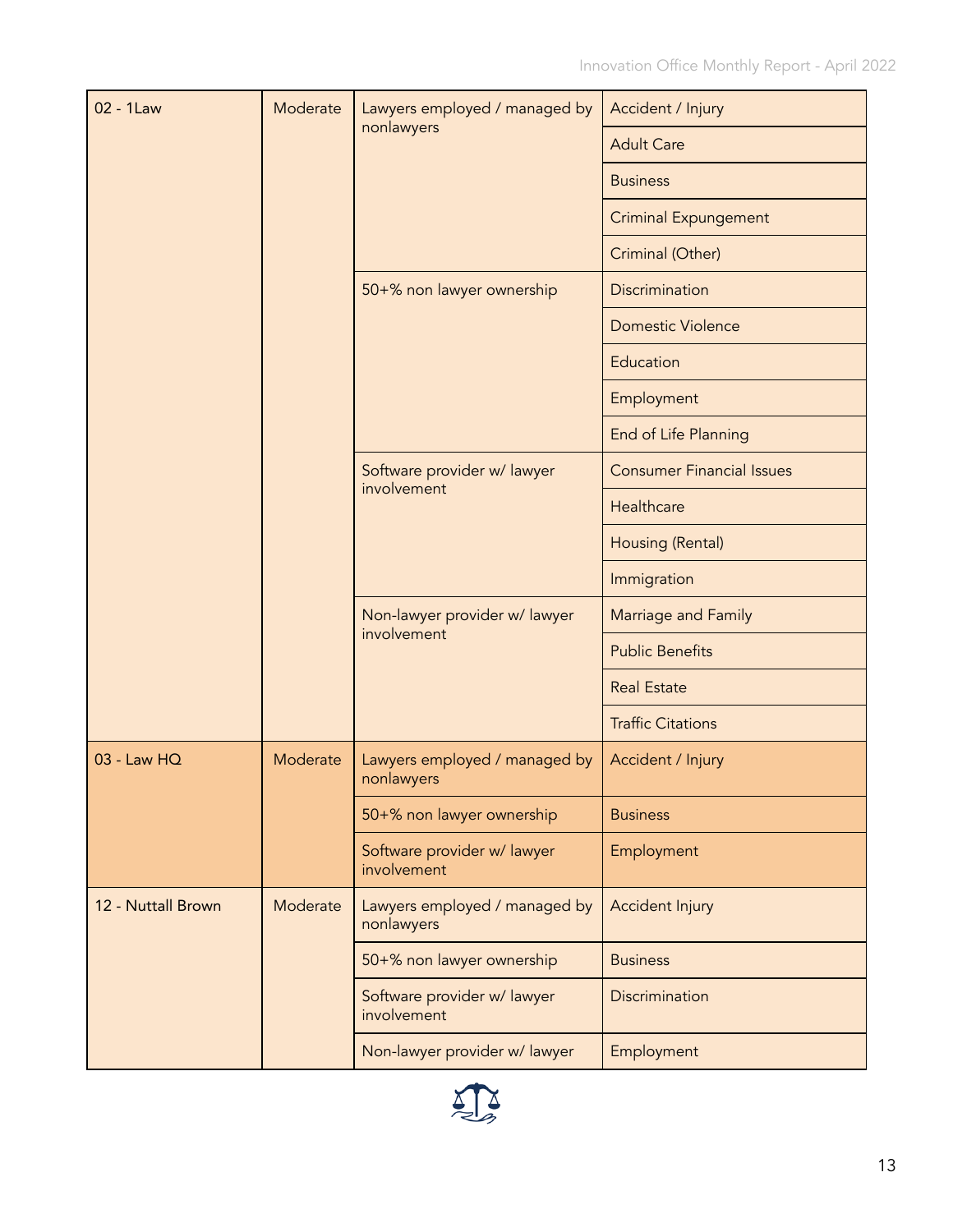| 02 - 1Law | Moderate | Lawyers employed / managed by nonlawyers | Accident / Injury |
|---|---|---|---|
| | | | Adult Care |
| | | | Business |
| | | | Criminal Expungement |
| | | | Criminal (Other) |
| | | 50+% non lawyer ownership | Discrimination |
| | | | Domestic Violence |
| | | | Education |
| | | | Employment |
| | | | End of Life Planning |
| | | Software provider w/ lawyer involvement | Consumer Financial Issues |
| | | | Healthcare |
| | | | Housing (Rental) |
| | | | Immigration |
| | | Non-lawyer provider w/ lawyer involvement | Marriage and Family |
| | | | Public Benefits |
| | | | Real Estate |
| | | | Traffic Citations |
| 03 - Law HQ | Moderate | Lawyers employed / managed by nonlawyers | Accident / Injury |
| | | 50+% non lawyer ownership | Business |
| | | Software provider w/ lawyer involvement | Employment |
| 12 - Nuttall Brown | Moderate | Lawyers employed / managed by nonlawyers | Accident Injury |
| | | 50+% non lawyer ownership | Business |
| | | Software provider w/ lawyer involvement | Discrimination |
| | | Non-lawyer provider w/ lawyer | Employment |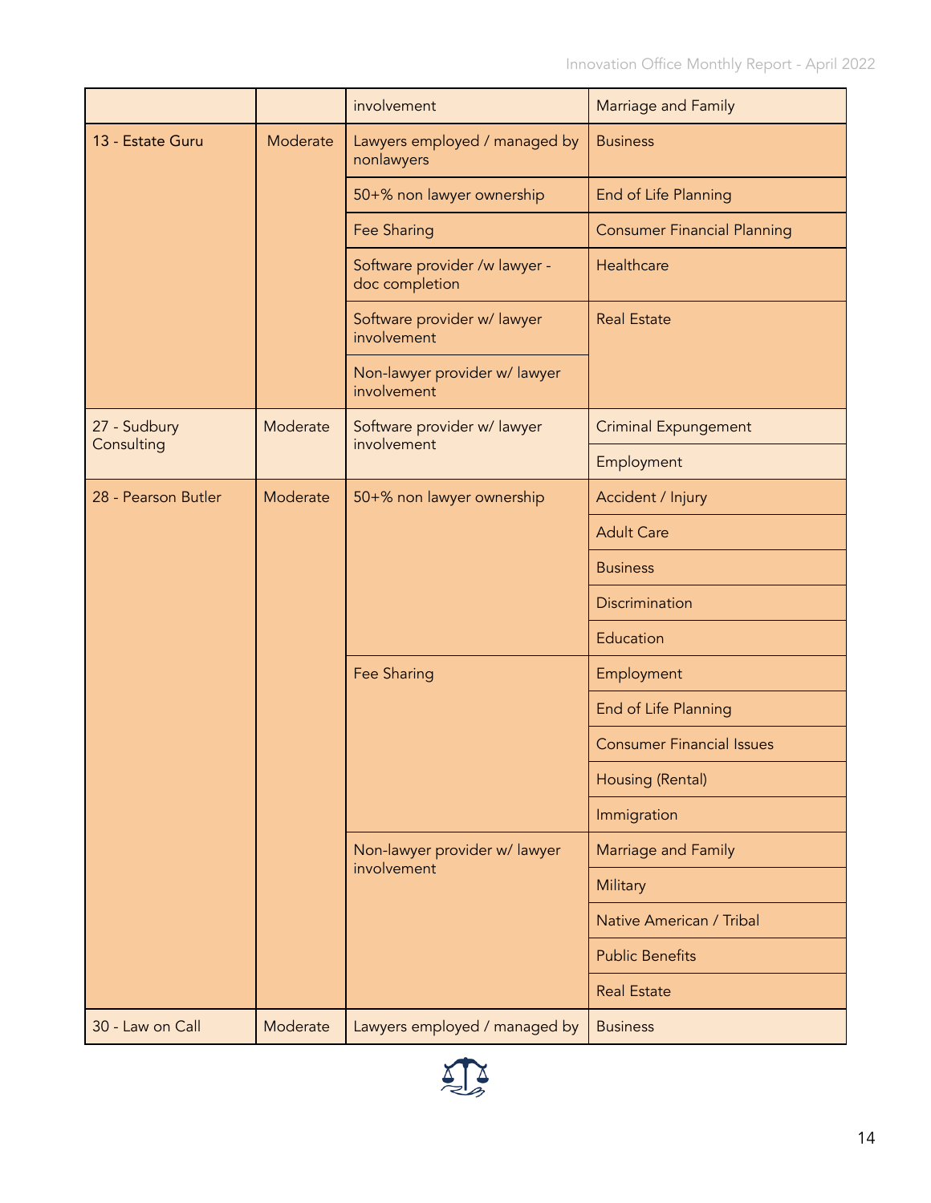| | | involvement | Marriage and Family |
|---|---|---|---|
| 13 - Estate Guru | Moderate | Lawyers employed / managed by nonlawyers | Business |
| | | 50+% non lawyer ownership | End of Life Planning |
| | | Fee Sharing | Consumer Financial Planning |
| | | Software provider /w lawyer - doc completion | Healthcare |
| | | Software provider w/ lawyer involvement | Real Estate |
| | | Non-lawyer provider w/ lawyer involvement | |
| 27 - Sudbury Consulting | Moderate | Software provider w/ lawyer involvement | Criminal Expungement |
| | | | Employment |
| 28 - Pearson Butler | Moderate | 50+% non lawyer ownership | Accident / Injury |
| | | | Adult Care |
| | | | Business |
| | | | Discrimination |
| | | | Education |
| | | Fee Sharing | Employment |
| | | | End of Life Planning |
| | | | Consumer Financial Issues |
| | | | Housing (Rental) |
| | | | Immigration |
| | | Non-lawyer provider w/ lawyer involvement | Marriage and Family |
| | | | Military |
| | | | Native American / Tribal |
| | | | Public Benefits |
| | | | Real Estate |
| 30 - Law on Call | Moderate | Lawyers employed / managed by | Business |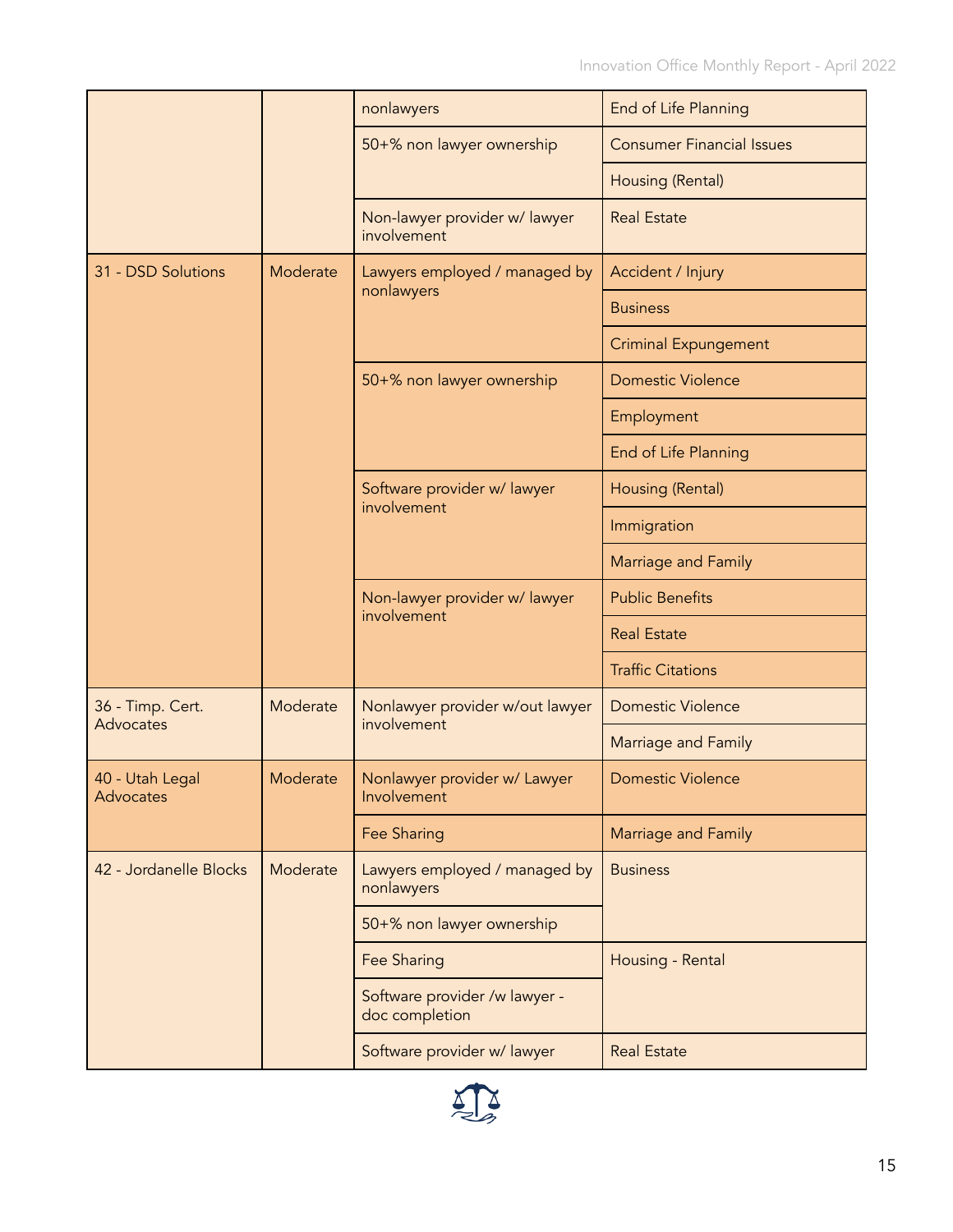|  |  | nonlawyers | End of Life Planning |
|---|---|---|---|
|  |  | 50+% non lawyer ownership | Consumer Financial Issues |
|  |  |  | Housing (Rental) |
|  |  | Non-lawyer provider w/ lawyer involvement | Real Estate |
| 31 - DSD Solutions | Moderate | Lawyers employed / managed by nonlawyers | Accident / Injury |
|  |  |  | Business |
|  |  |  | Criminal Expungement |
|  |  | 50+% non lawyer ownership | Domestic Violence |
|  |  |  | Employment |
|  |  |  | End of Life Planning |
|  |  | Software provider w/ lawyer involvement | Housing (Rental) |
|  |  |  | Immigration |
|  |  |  | Marriage and Family |
|  |  | Non-lawyer provider w/ lawyer involvement | Public Benefits |
|  |  |  | Real Estate |
|  |  |  | Traffic Citations |
| 36 - Timp. Cert. Advocates | Moderate | Nonlawyer provider w/out lawyer involvement | Domestic Violence |
|  |  |  | Marriage and Family |
| 40 - Utah Legal Advocates | Moderate | Nonlawyer provider w/ Lawyer Involvement | Domestic Violence |
|  |  | Fee Sharing | Marriage and Family |
| 42 - Jordanelle Blocks | Moderate | Lawyers employed / managed by nonlawyers | Business |
|  |  | 50+% non lawyer ownership |  |
|  |  | Fee Sharing | Housing - Rental |
|  |  | Software provider /w lawyer - doc completion |  |
|  |  | Software provider w/ lawyer | Real Estate |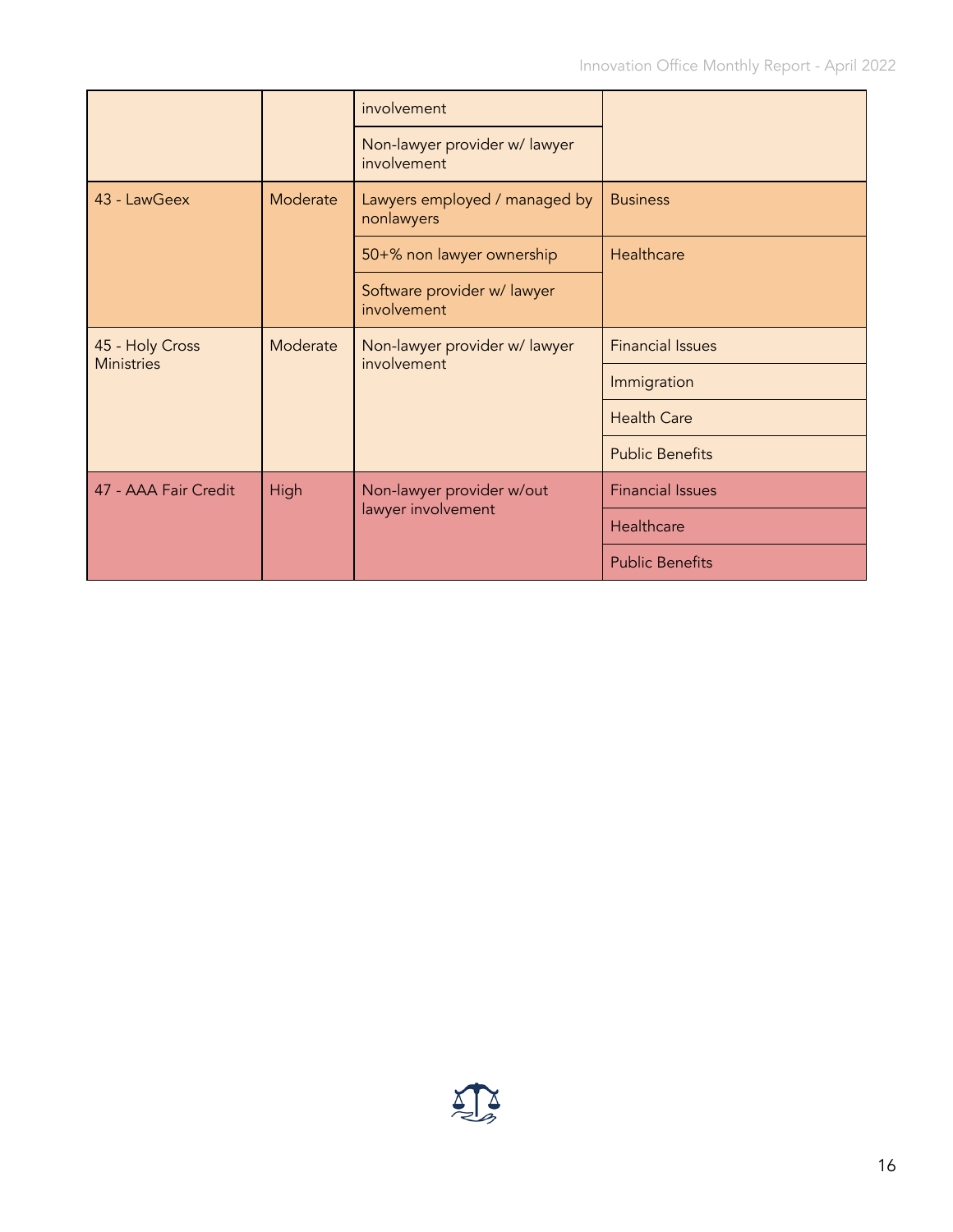| | | involvement | |
|---|---|---|---|
| | | Non-lawyer provider w/ lawyer involvement | |
| 43 - LawGeex | Moderate | Lawyers employed / managed by nonlawyers | Business |
| | | 50+% non lawyer ownership | Healthcare |
| | | Software provider w/ lawyer involvement | |
| 45 - Holy Cross Ministries | Moderate | Non-lawyer provider w/ lawyer involvement | Financial Issues |
| | | | Immigration |
| | | | Health Care |
| | | | Public Benefits |
| 47 - AAA Fair Credit | High | Non-lawyer provider w/out lawyer involvement | Financial Issues |
| | | | Healthcare |
| | | | Public Benefits |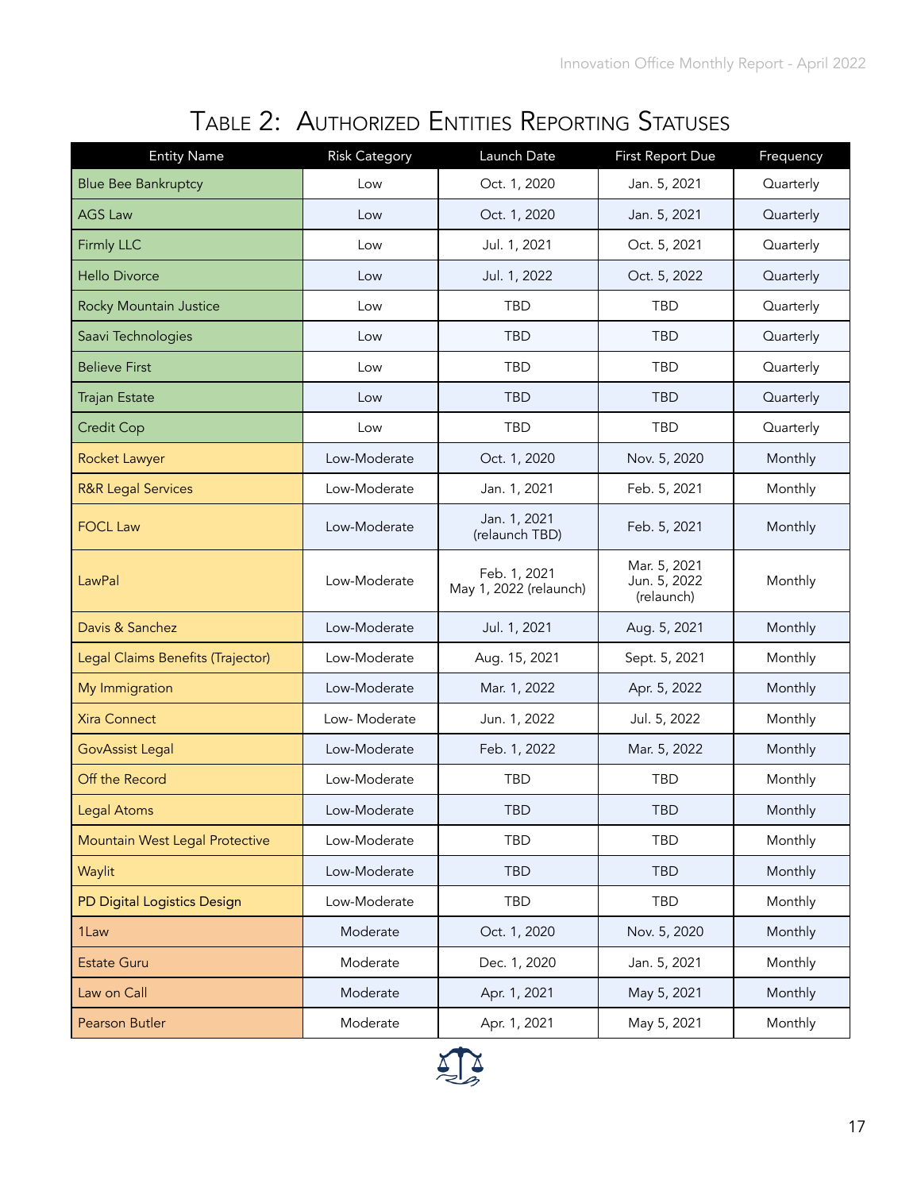## Table 2: Authorized Entities Reporting Statuses

| Entity Name | Risk Category | Launch Date | First Report Due | Frequency |
|---|---|---|---|---|
| Blue Bee Bankruptcy | Low | Oct. 1, 2020 | Jan. 5, 2021 | Quarterly |
| AGS Law | Low | Oct. 1, 2020 | Jan. 5, 2021 | Quarterly |
| Firmly LLC | Low | Jul. 1, 2021 | Oct. 5, 2021 | Quarterly |
| Hello Divorce | Low | Jul. 1, 2022 | Oct. 5, 2022 | Quarterly |
| Rocky Mountain Justice | Low | TBD | TBD | Quarterly |
| Saavi Technologies | Low | TBD | TBD | Quarterly |
| Believe First | Low | TBD | TBD | Quarterly |
| Trajan Estate | Low | TBD | TBD | Quarterly |
| Credit Cop | Low | TBD | TBD | Quarterly |
| Rocket Lawyer | Low-Moderate | Oct. 1, 2020 | Nov. 5, 2020 | Monthly |
| R&R Legal Services | Low-Moderate | Jan. 1, 2021 | Feb. 5, 2021 | Monthly |
| FOCL Law | Low-Moderate | Jan. 1, 2021 (relaunch TBD) | Feb. 5, 2021 | Monthly |
| LawPal | Low-Moderate | Feb. 1, 2021<br>May 1, 2022 (relaunch) | Mar. 5, 2021<br>Jun. 5, 2022 (relaunch) | Monthly |
| Davis & Sanchez | Low-Moderate | Jul. 1, 2021 | Aug. 5, 2021 | Monthly |
| Legal Claims Benefits (Trajector) | Low-Moderate | Aug. 15, 2021 | Sept. 5, 2021 | Monthly |
| My Immigration | Low-Moderate | Mar. 1, 2022 | Apr. 5, 2022 | Monthly |
| Xira Connect | Low- Moderate | Jun. 1, 2022 | Jul. 5, 2022 | Monthly |
| GovAssist Legal | Low-Moderate | Feb. 1, 2022 | Mar. 5, 2022 | Monthly |
| Off the Record | Low-Moderate | TBD | TBD | Monthly |
| Legal Atoms | Low-Moderate | TBD | TBD | Monthly |
| Mountain West Legal Protective | Low-Moderate | TBD | TBD | Monthly |
| Waylit | Low-Moderate | TBD | TBD | Monthly |
| PD Digital Logistics Design | Low-Moderate | TBD | TBD | Monthly |
| 1Law | Moderate | Oct. 1, 2020 | Nov. 5, 2020 | Monthly |
| Estate Guru | Moderate | Dec. 1, 2020 | Jan. 5, 2021 | Monthly |
| Law on Call | Moderate | Apr. 1, 2021 | May 5, 2021 | Monthly |
| Pearson Butler | Moderate | Apr. 1, 2021 | May 5, 2021 | Monthly |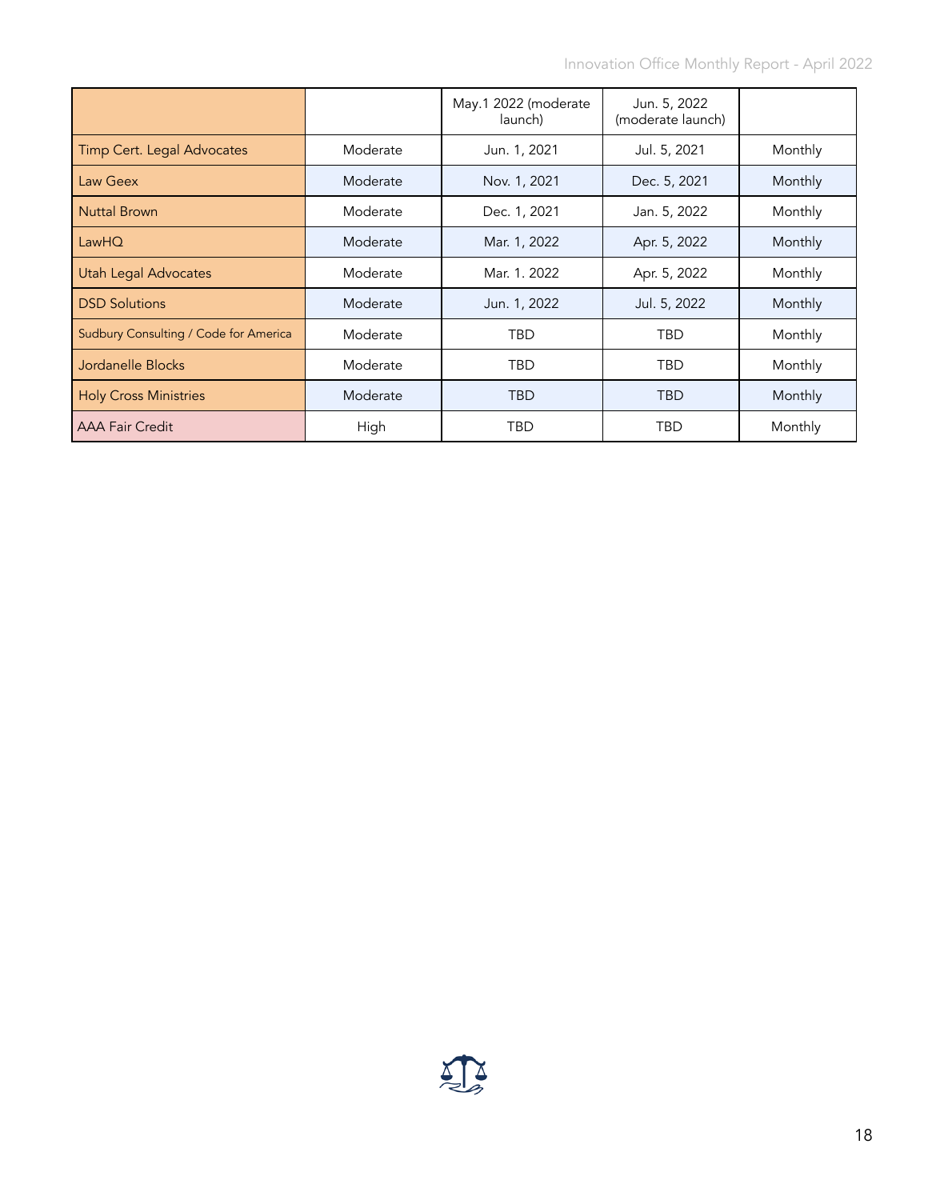| | | May.1 2022 (moderate launch) | Jun. 5, 2022 (moderate launch) | |
|---|---|---|---|---|
| Timp Cert. Legal Advocates | Moderate | Jun. 1, 2021 | Jul. 5, 2021 | Monthly |
| Law Geex | Moderate | Nov. 1, 2021 | Dec. 5, 2021 | Monthly |
| Nuttal Brown | Moderate | Dec. 1, 2021 | Jan. 5, 2022 | Monthly |
| LawHQ | Moderate | Mar. 1, 2022 | Apr. 5, 2022 | Monthly |
| Utah Legal Advocates | Moderate | Mar. 1. 2022 | Apr. 5, 2022 | Monthly |
| DSD Solutions | Moderate | Jun. 1, 2022 | Jul. 5, 2022 | Monthly |
| Sudbury Consulting / Code for America | Moderate | TBD | TBD | Monthly |
| Jordanelle Blocks | Moderate | TBD | TBD | Monthly |
| Holy Cross Ministries | Moderate | TBD | TBD | Monthly |
| AAA Fair Credit | High | TBD | TBD | Monthly |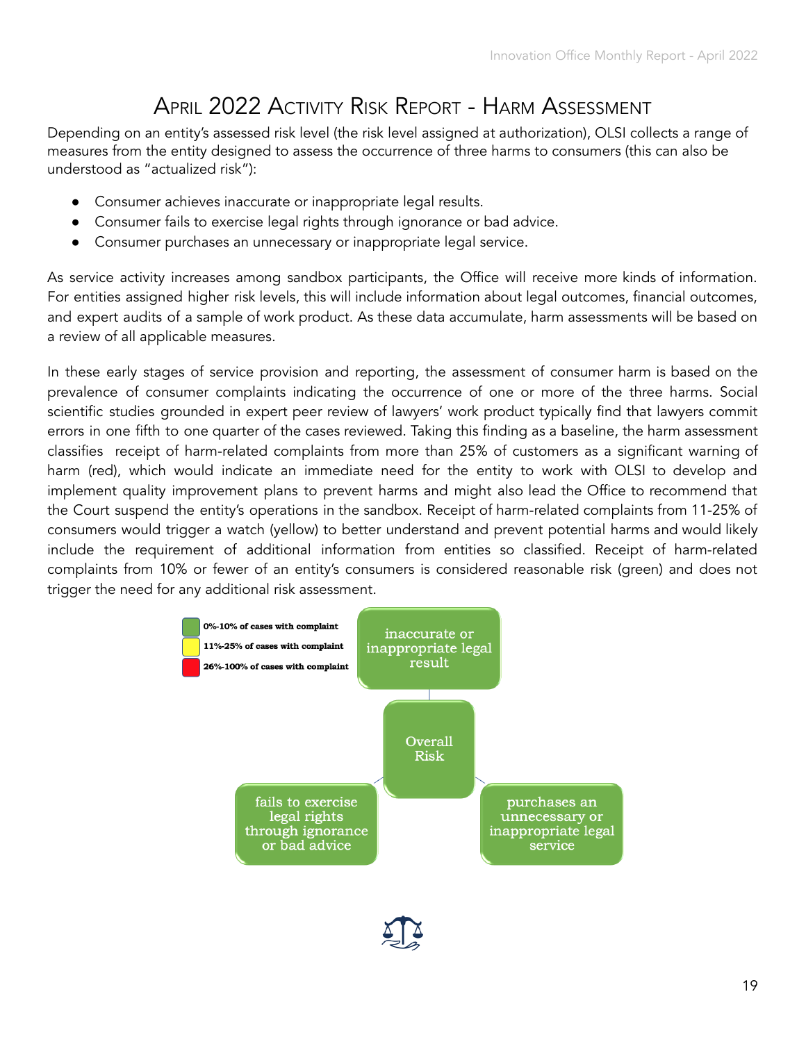# April 2022 Activity Risk Report - Harm Assessment

Depending on an entity's assessed risk level (the risk level assigned at authorization), OLSI collects a range of measures from the entity designed to assess the occurrence of three harms to consumers (this can also be understood as "actualized risk"):

- Consumer achieves inaccurate or inappropriate legal results.
- Consumer fails to exercise legal rights through ignorance or bad advice.
- Consumer purchases an unnecessary or inappropriate legal service.

As service activity increases among sandbox participants, the Office will receive more kinds of information. For entities assigned higher risk levels, this will include information about legal outcomes, financial outcomes, and expert audits of a sample of work product. As these data accumulate, harm assessments will be based on a review of all applicable measures.

In these early stages of service provision and reporting, the assessment of consumer harm is based on the prevalence of consumer complaints indicating the occurrence of one or more of the three harms. Social scientific studies grounded in expert peer review of lawyers' work product typically find that lawyers commit errors in one fifth to one quarter of the cases reviewed. Taking this finding as a baseline, the harm assessment classifies receipt of harm-related complaints from more than 25% of customers as a significant warning of harm (red), which would indicate an immediate need for the entity to work with OLSI to develop and implement quality improvement plans to prevent harms and might also lead the Office to recommend that the Court suspend the entity's operations in the sandbox. Receipt of harm-related complaints from 11-25% of consumers would trigger a watch (yellow) to better understand and prevent potential harms and would likely include the requirement of additional information from entities so classified. Receipt of harm-related complaints from 10% or fewer of an entity's consumers is considered reasonable risk (green) and does not trigger the need for any additional risk assessment.

0%-10% of cases with complaint

11%-25% of cases with complaint

26%-100% of cases with complaint

inaccurate or inappropriate legal result

Overall Risk

fails to exercise legal rights through ignorance or bad advice

purchases an unnecessary or inappropriate legal service